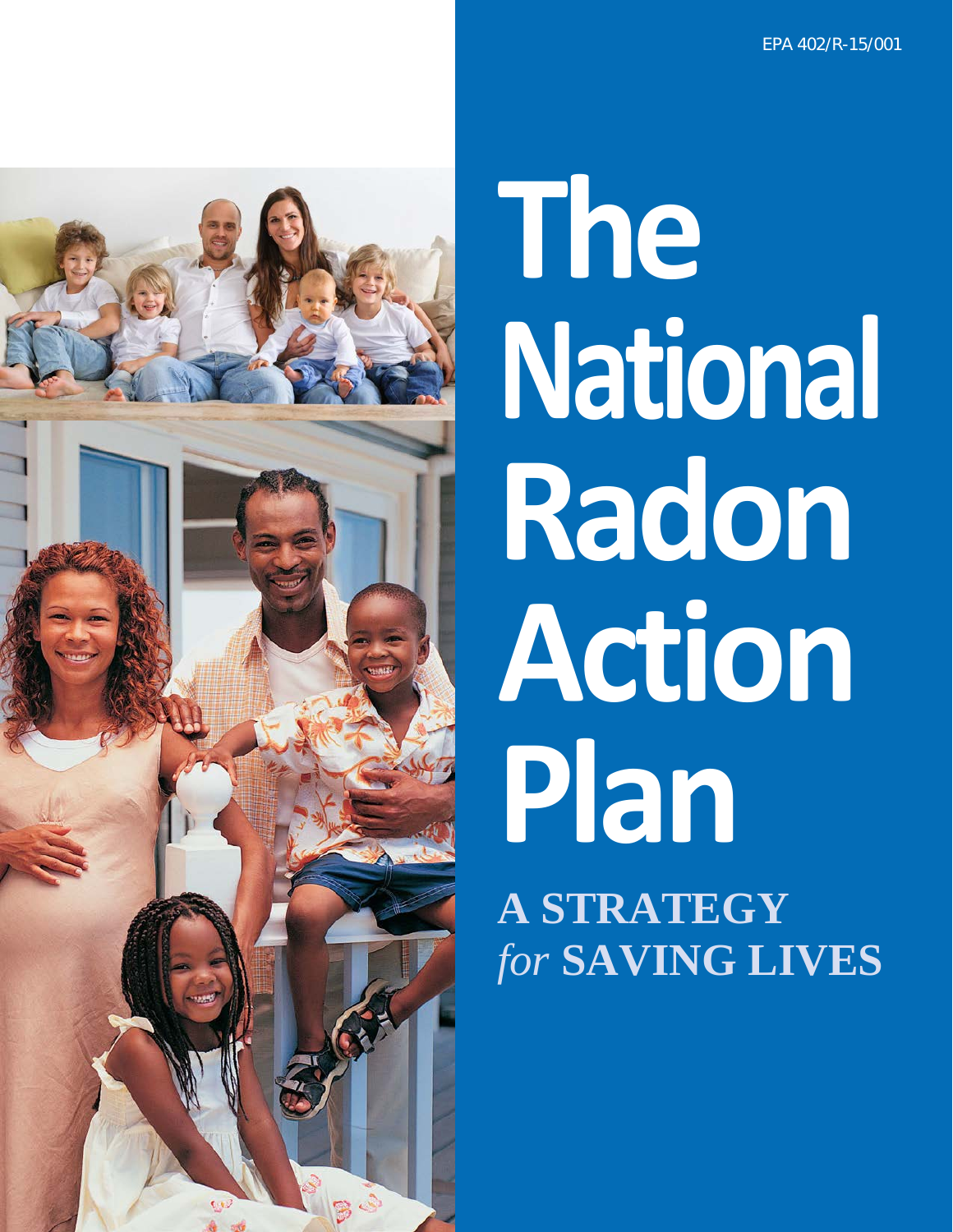EPA 402/R-15/001

# The National Radon Action Plan

## A STRATEGY *for* SAVING LIVES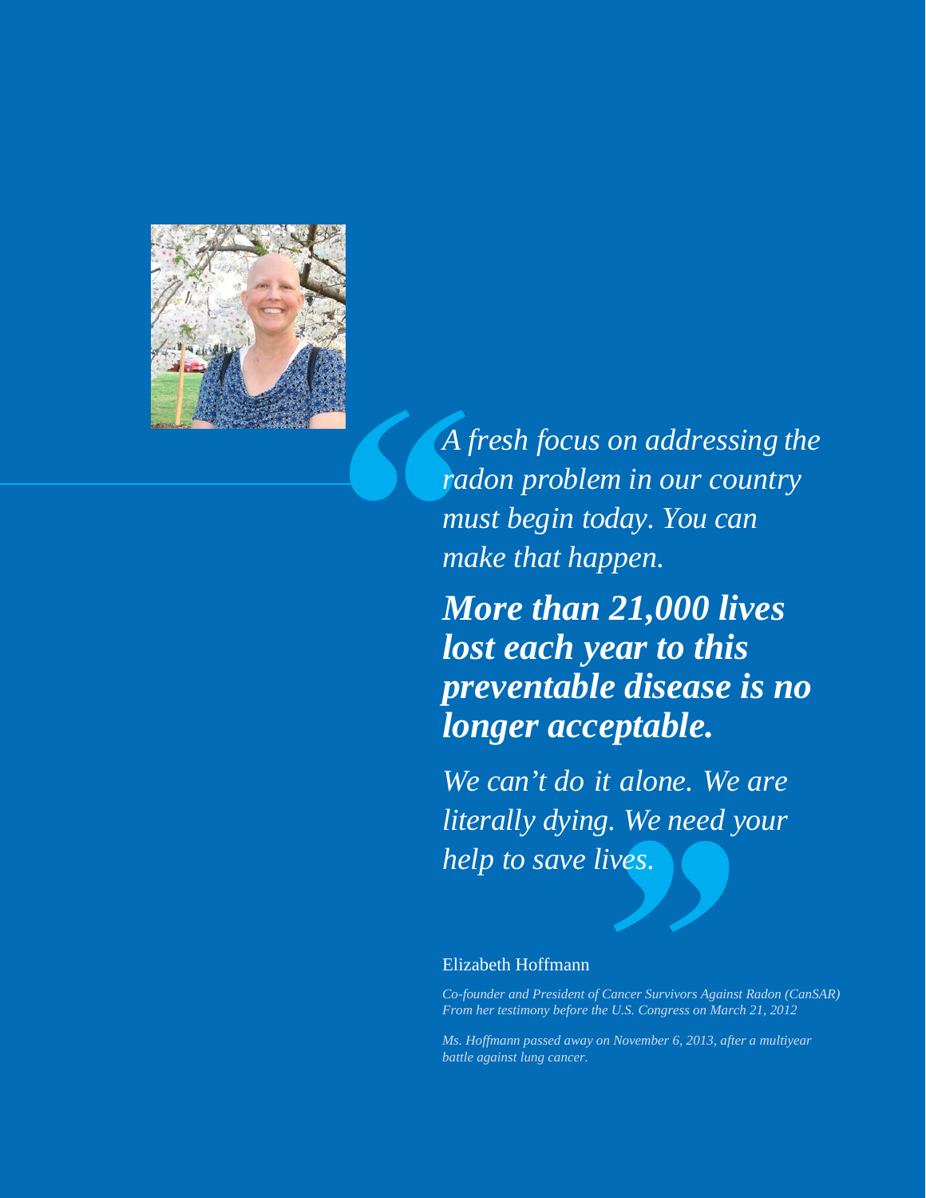*A fresh focus on addressing the radon problem in our country must begin today. You can make that happen.*

***More than 21,000 lives lost each year to this preventable disease is no longer acceptable.***

*We can't do it alone. We are literally dying. We need your help to save lives.*

Elizabeth Hoffmann

*Co-founder and President of Cancer Survivors Against Radon (CanSAR)*
*From her testimony before the U.S. Congress on March 21, 2012*

*Ms. Hoffmann passed away on November 6, 2013, after a multiyear battle against lung cancer.*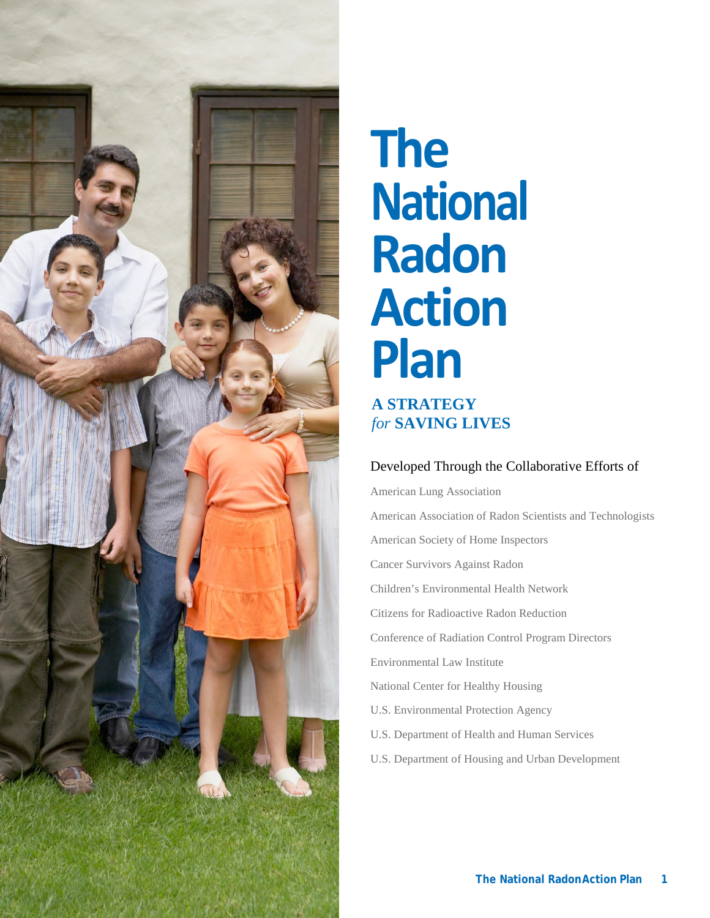# The National Radon Action Plan

**A STRATEGY *for* SAVING LIVES**

Developed Through the Collaborative Efforts of

American Lung Association

American Association of Radon Scientists and Technologists

American Society of Home Inspectors

Cancer Survivors Against Radon

Children's Environmental Health Network

Citizens for Radioactive Radon Reduction

Conference of Radiation Control Program Directors

Environmental Law Institute

National Center for Healthy Housing

U.S. Environmental Protection Agency

U.S. Department of Health and Human Services

U.S. Department of Housing and Urban Development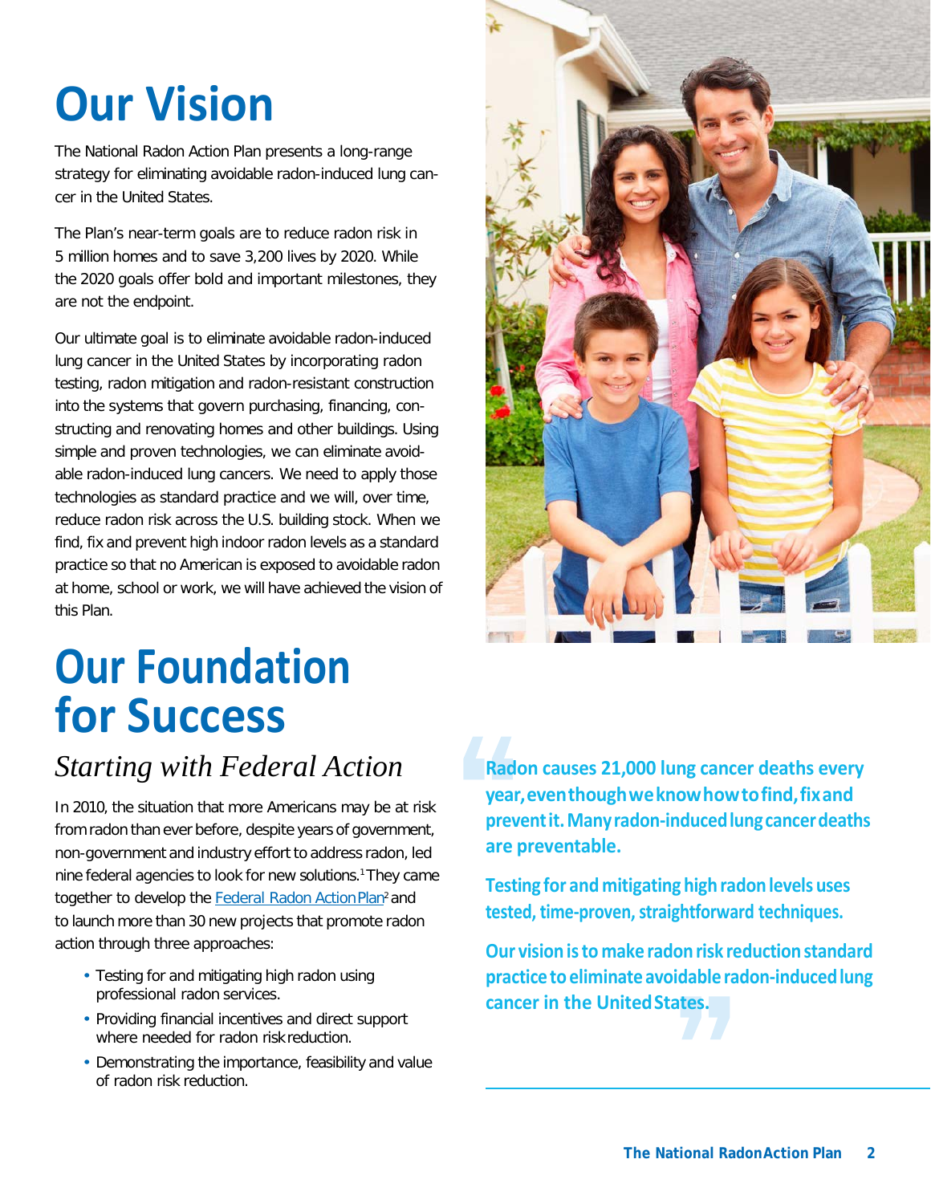# Our Vision

The National Radon Action Plan presents a long-range strategy for eliminating avoidable radon-induced lung cancer in the United States.

The Plan's near-term goals are to reduce radon risk in 5 million homes and to save 3,200 lives by 2020. While the 2020 goals offer bold and important milestones, they are not the endpoint.

Our ultimate goal is to eliminate avoidable radon-induced lung cancer in the United States by incorporating radon testing, radon mitigation and radon-resistant construction into the systems that govern purchasing, financing, constructing and renovating homes and other buildings. Using simple and proven technologies, we can eliminate avoidable radon-induced lung cancers. We need to apply those technologies as standard practice and we will, over time, reduce radon risk across the U.S. building stock. When we find, fix and prevent high indoor radon levels as a standard practice so that no American is exposed to avoidable radon at home, school or work, we will have achieved the vision of this Plan.

# Our Foundation for Success

## *Starting with Federal Action*

In 2010, the situation that more Americans may be at risk from radon than ever before, despite years of government, non-government and industry effort to address radon, led nine federal agencies to look for new solutions.[1] They came together to develop the Federal Radon Action Plan[2] and to launch more than 30 new projects that promote radon action through three approaches:

- Testing for and mitigating high radon using professional radon services.
- Providing financial incentives and direct support where needed for radon risk reduction.
- Demonstrating the importance, feasibility and value of radon risk reduction.

> **Radon causes 21,000 lung cancer deaths every year, even though we know how to find, fix and prevent it. Many radon-induced lung cancer deaths are preventable.**
>
> **Testing for and mitigating high radon levels uses tested, time-proven, straightforward techniques.**
>
> **Our vision is to make radon risk reduction standard practice to eliminate avoidable radon-induced lung cancer in the United States.**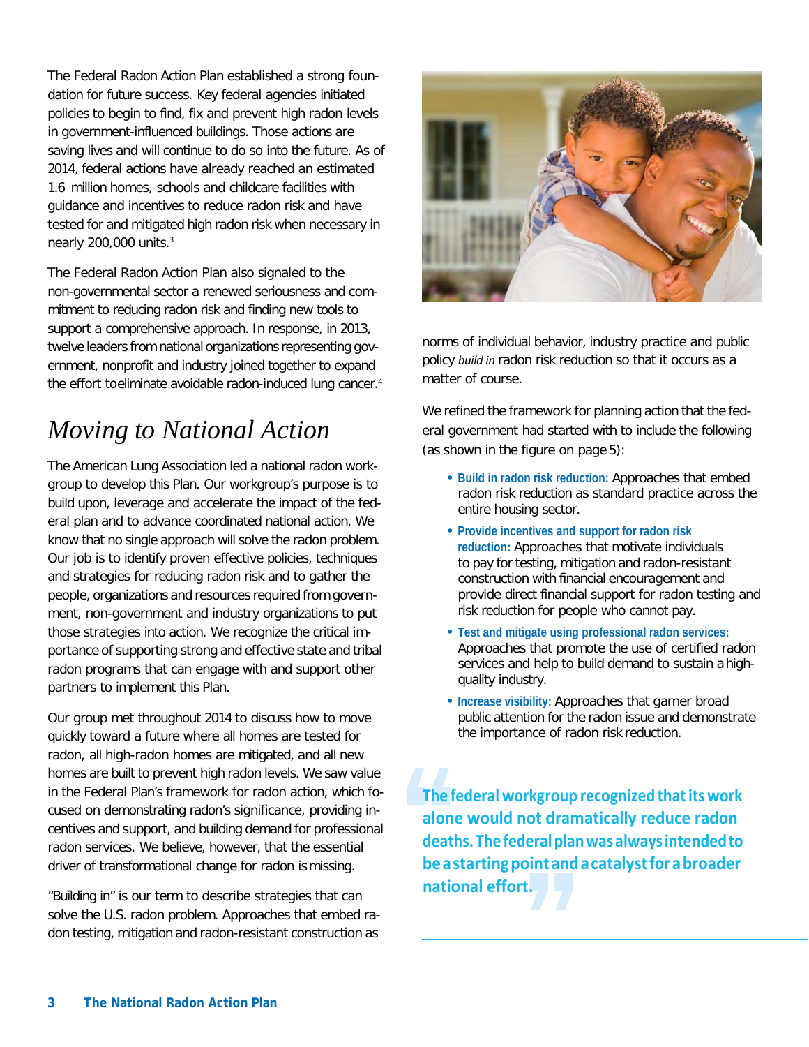The Federal Radon Action Plan established a strong foundation for future success. Key federal agencies initiated policies to begin to find, fix and prevent high radon levels in government-influenced buildings. Those actions are saving lives and will continue to do so into the future. As of 2014, federal actions have already reached an estimated 1.6 million homes, schools and childcare facilities with guidance and incentives to reduce radon risk and have tested for and mitigated high radon risk when necessary in nearly 200,000 units.[3]

The Federal Radon Action Plan also signaled to the non-governmental sector a renewed seriousness and commitment to reducing radon risk and finding new tools to support a comprehensive approach. In response, in 2013, twelve leaders from national organizations representing government, nonprofit and industry joined together to expand the effort to eliminate avoidable radon-induced lung cancer.[4]

## *Moving to National Action*

The American Lung Association led a national radon workgroup to develop this Plan. Our workgroup's purpose is to build upon, leverage and accelerate the impact of the federal plan and to advance coordinated national action. We know that no single approach will solve the radon problem. Our job is to identify proven effective policies, techniques and strategies for reducing radon risk and to gather the people, organizations and resources required from government, non-government and industry organizations to put those strategies into action. We recognize the critical importance of supporting strong and effective state and tribal radon programs that can engage with and support other partners to implement this Plan.

Our group met throughout 2014 to discuss how to move quickly toward a future where all homes are tested for radon, all high-radon homes are mitigated, and all new homes are built to prevent high radon levels. We saw value in the Federal Plan's framework for radon action, which focused on demonstrating radon's significance, providing incentives and support, and building demand for professional radon services. We believe, however, that the essential driver of transformational change for radon is missing.

"Building in" is our term to describe strategies that can solve the U.S. radon problem. Approaches that embed radon testing, mitigation and radon-resistant construction as norms of individual behavior, industry practice and public policy *build in* radon risk reduction so that it occurs as a matter of course.

We refined the framework for planning action that the federal government had started with to include the following (as shown in the figure on page 5):

- **Build in radon risk reduction:** Approaches that embed radon risk reduction as standard practice across the entire housing sector.
- **Provide incentives and support for radon risk reduction:** Approaches that motivate individuals to pay for testing, mitigation and radon-resistant construction with financial encouragement and provide direct financial support for radon testing and risk reduction for people who cannot pay.
- **Test and mitigate using professional radon services:** Approaches that promote the use of certified radon services and help to build demand to sustain a high-quality industry.
- **Increase visibility:** Approaches that garner broad public attention for the radon issue and demonstrate the importance of radon risk reduction.

> **"The federal workgroup recognized that its work alone would not dramatically reduce radon deaths. The federal plan was always intended to be a starting point and a catalyst for a broader national effort."**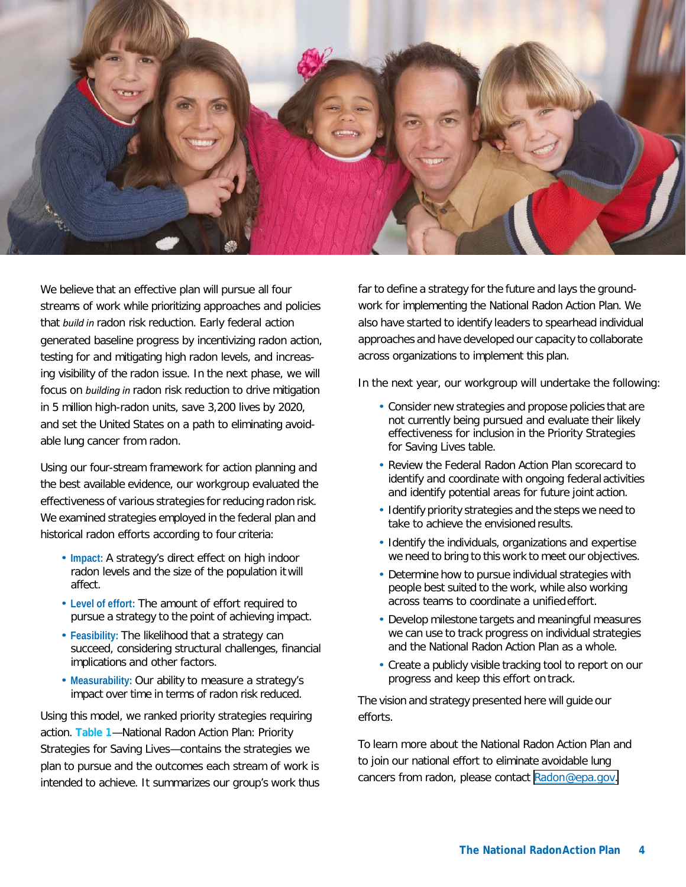We believe that an effective plan will pursue all four streams of work while prioritizing approaches and policies that *build in* radon risk reduction. Early federal action generated baseline progress by incentivizing radon action, testing for and mitigating high radon levels, and increasing visibility of the radon issue. In the next phase, we will focus on *building in* radon risk reduction to drive mitigation in 5 million high-radon units, save 3,200 lives by 2020, and set the United States on a path to eliminating avoidable lung cancer from radon.

Using our four-stream framework for action planning and the best available evidence, our workgroup evaluated the effectiveness of various strategies for reducing radon risk. We examined strategies employed in the federal plan and historical radon efforts according to four criteria:

- **Impact:** A strategy's direct effect on high indoor radon levels and the size of the population it will affect.
- **Level of effort:** The amount of effort required to pursue a strategy to the point of achieving impact.
- **Feasibility:** The likelihood that a strategy can succeed, considering structural challenges, financial implications and other factors.
- **Measurability:** Our ability to measure a strategy's impact over time in terms of radon risk reduced.

Using this model, we ranked priority strategies requiring action. **Table 1**—National Radon Action Plan: Priority Strategies for Saving Lives—contains the strategies we plan to pursue and the outcomes each stream of work is intended to achieve. It summarizes our group's work thus far to define a strategy for the future and lays the groundwork for implementing the National Radon Action Plan. We also have started to identify leaders to spearhead individual approaches and have developed our capacity to collaborate across organizations to implement this plan.

In the next year, our workgroup will undertake the following:

- Consider new strategies and propose policies that are not currently being pursued and evaluate their likely effectiveness for inclusion in the Priority Strategies for Saving Lives table.
- Review the Federal Radon Action Plan scorecard to identify and coordinate with ongoing federal activities and identify potential areas for future joint action.
- Identify priority strategies and the steps we need to take to achieve the envisioned results.
- Identify the individuals, organizations and expertise we need to bring to this work to meet our objectives.
- Determine how to pursue individual strategies with people best suited to the work, while also working across teams to coordinate a unified effort.
- Develop milestone targets and meaningful measures we can use to track progress on individual strategies and the National Radon Action Plan as a whole.
- Create a publicly visible tracking tool to report on our progress and keep this effort on track.

The vision and strategy presented here will guide our efforts.

To learn more about the National Radon Action Plan and to join our national effort to eliminate avoidable lung cancers from radon, please contact Radon@epa.gov.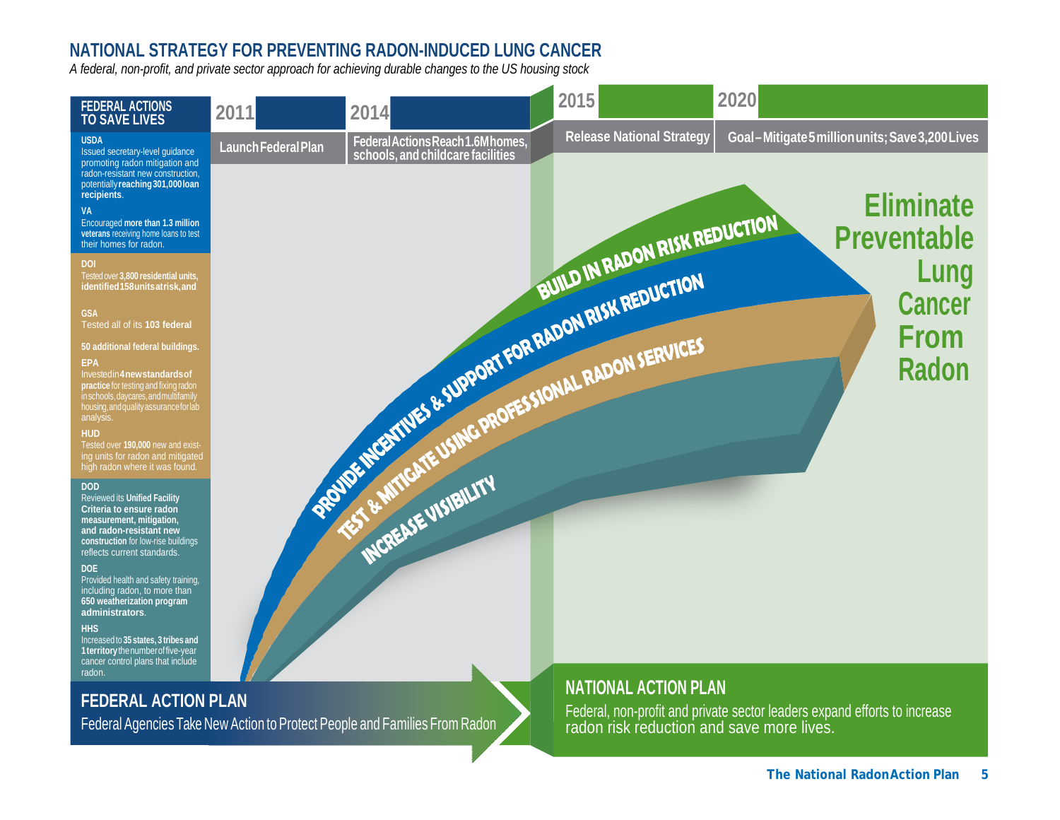## NATIONAL STRATEGY FOR PREVENTING RADON-INDUCED LUNG CANCER

*A federal, non-profit, and private sector approach for achieving durable changes to the US housing stock*

### FEDERAL ACTIONS TO SAVE LIVES

**USDA**
Issued secretary-level guidance promoting radon mitigation and radon-resistant new construction, potentially **reaching 301,000 loan recipients**.

**VA**
Encouraged **more than 1.3 million veterans** receiving home loans to test their homes for radon.

**DOI**
Tested over **3,800 residential units, identified 158 units at risk, and**

**GSA**
Tested all of its **103 federal**

**50 additional federal buildings.**

**EPA**
Invested in **4 new standards of practice** for testing and fixing radon in schools, daycares, and multifamily housing, and quality assurance for lab analysis.

**HUD**
Tested over **190,000** new and existing units for radon and mitigated high radon where it was found.

**DOD**
Reviewed its **Unified Facility Criteria to ensure radon measurement, mitigation, and radon-resistant new construction** for low-rise buildings reflects current standards.

**DOE**
Provided health and safety training, including radon, to more than **650 weatherization program administrators**.

**HHS**
Increased to **35 states, 3 tribes and 1 territory** the number of five-year cancer control plans that include radon.

| 2011 | 2014 | 2015 | 2020 |
|---|---|---|---|
| Launch Federal Plan | Federal Actions Reach 1.6M homes, schools, and childcare facilities | Release National Strategy | Goal – Mitigate 5 million units; Save 3,200 Lives |

- BUILD IN RADON RISK REDUCTION
- PROVIDE INCENTIVES & SUPPORT FOR RADON RISK REDUCTION
- TEST & MITIGATE USING PROFESSIONAL RADON SERVICES
- INCREASE VISIBILITY

**Eliminate Preventable Lung Cancer From Radon**

### FEDERAL ACTION PLAN

Federal Agencies Take New Action to Protect People and Families From Radon

### NATIONAL ACTION PLAN

Federal, non-profit and private sector leaders expand efforts to increase radon risk reduction and save more lives.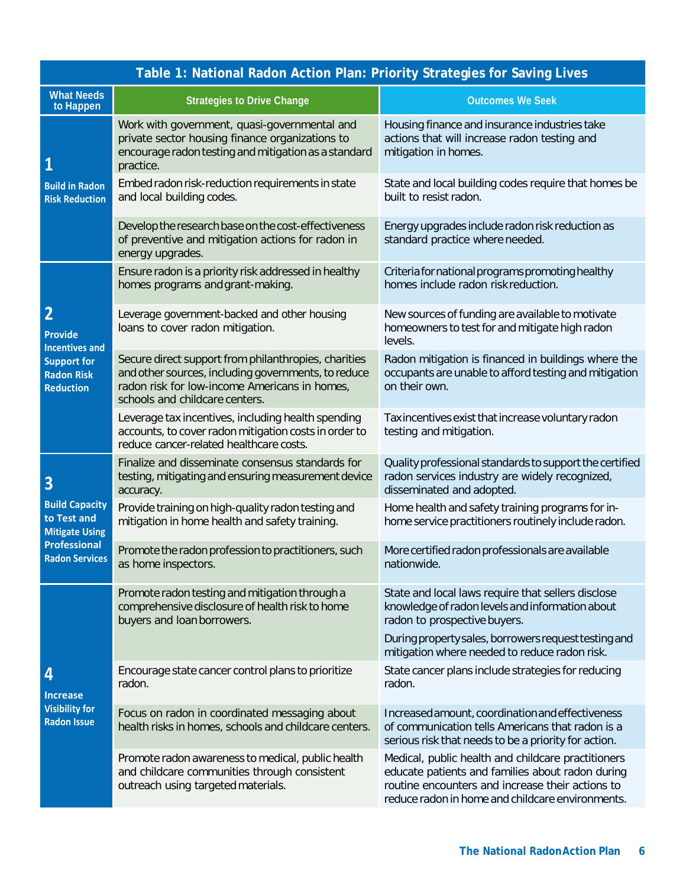## Table 1: National Radon Action Plan: Priority Strategies for Saving Lives

| What Needs to Happen | Strategies to Drive Change | Outcomes We Seek |
|---|---|---|
| **1 Build in Radon Risk Reduction** | Work with government, quasi-governmental and private sector housing finance organizations to encourage radon testing and mitigation as a standard practice. | Housing finance and insurance industries take actions that will increase radon testing and mitigation in homes. |
| | Embed radon risk-reduction requirements in state and local building codes. | State and local building codes require that homes be built to resist radon. |
| | Develop the research base on the cost-effectiveness of preventive and mitigation actions for radon in energy upgrades. | Energy upgrades include radon risk reduction as standard practice where needed. |
| **2 Provide Incentives and Support for Radon Risk Reduction** | Ensure radon is a priority risk addressed in healthy homes programs and grant-making. | Criteria for national programs promoting healthy homes include radon risk reduction. |
| | Leverage government-backed and other housing loans to cover radon mitigation. | New sources of funding are available to motivate homeowners to test for and mitigate high radon levels. |
| | Secure direct support from philanthropies, charities and other sources, including governments, to reduce radon risk for low-income Americans in homes, schools and childcare centers. | Radon mitigation is financed in buildings where the occupants are unable to afford testing and mitigation on their own. |
| | Leverage tax incentives, including health spending accounts, to cover radon mitigation costs in order to reduce cancer-related healthcare costs. | Tax incentives exist that increase voluntary radon testing and mitigation. |
| **3 Build Capacity to Test and Mitigate Using Professional Radon Services** | Finalize and disseminate consensus standards for testing, mitigating and ensuring measurement device accuracy. | Quality professional standards to support the certified radon services industry are widely recognized, disseminated and adopted. |
| | Provide training on high-quality radon testing and mitigation in home health and safety training. | Home health and safety training programs for in-home service practitioners routinely include radon. |
| | Promote the radon profession to practitioners, such as home inspectors. | More certified radon professionals are available nationwide. |
| **4 Increase Visibility for Radon Issue** | Promote radon testing and mitigation through a comprehensive disclosure of health risk to home buyers and loan borrowers. | State and local laws require that sellers disclose knowledge of radon levels and information about radon to prospective buyers. During property sales, borrowers request testing and mitigation where needed to reduce radon risk. |
| | Encourage state cancer control plans to prioritize radon. | State cancer plans include strategies for reducing radon. |
| | Focus on radon in coordinated messaging about health risks in homes, schools and childcare centers. | Increased amount, coordination and effectiveness of communication tells Americans that radon is a serious risk that needs to be a priority for action. |
| | Promote radon awareness to medical, public health and childcare communities through consistent outreach using targeted materials. | Medical, public health and childcare practitioners educate patients and families about radon during routine encounters and increase their actions to reduce radon in home and childcare environments. |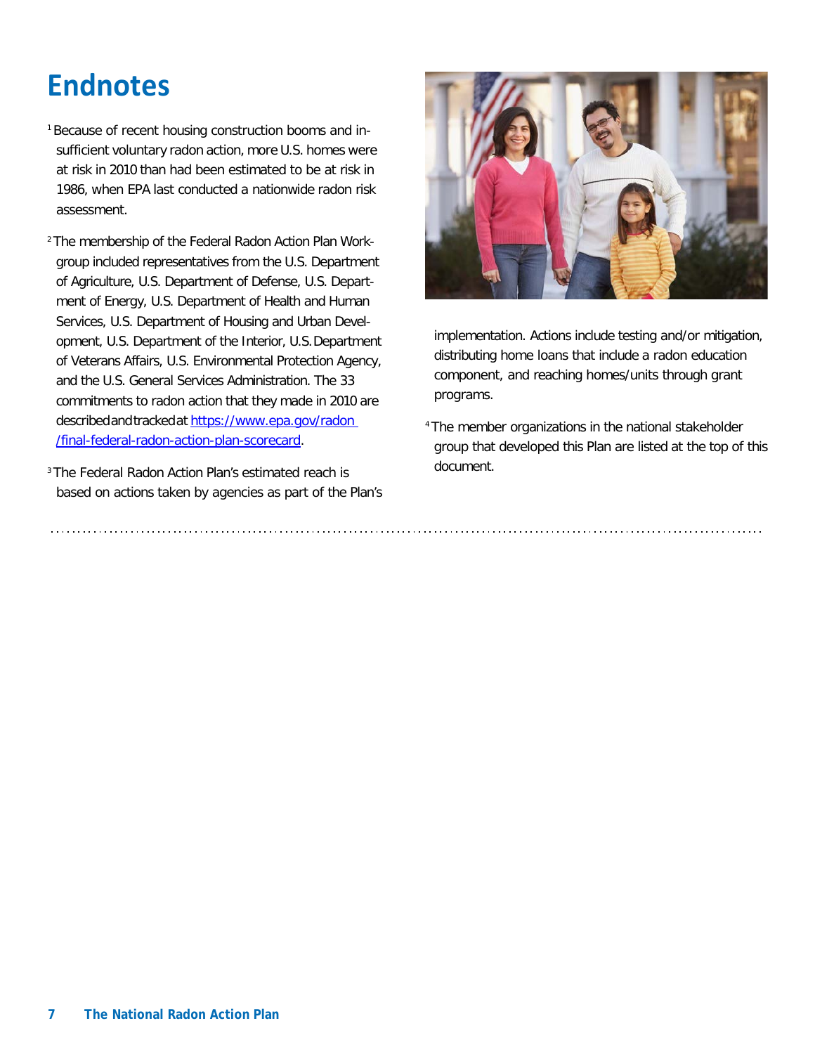# Endnotes

[1] Because of recent housing construction booms and insufficient voluntary radon action, more U.S. homes were at risk in 2010 than had been estimated to be at risk in 1986, when EPA last conducted a nationwide radon risk assessment.

[2] The membership of the Federal Radon Action Plan Workgroup included representatives from the U.S. Department of Agriculture, U.S. Department of Defense, U.S. Department of Energy, U.S. Department of Health and Human Services, U.S. Department of Housing and Urban Development, U.S. Department of the Interior, U.S. Department of Veterans Affairs, U.S. Environmental Protection Agency, and the U.S. General Services Administration. The 33 commitments to radon action that they made in 2010 are described and tracked at https://www.epa.gov/radon/final-federal-radon-action-plan-scorecard.

[3] The Federal Radon Action Plan's estimated reach is based on actions taken by agencies as part of the Plan's implementation. Actions include testing and/or mitigation, distributing home loans that include a radon education component, and reaching homes/units through grant programs.

[4] The member organizations in the national stakeholder group that developed this Plan are listed at the top of this document.